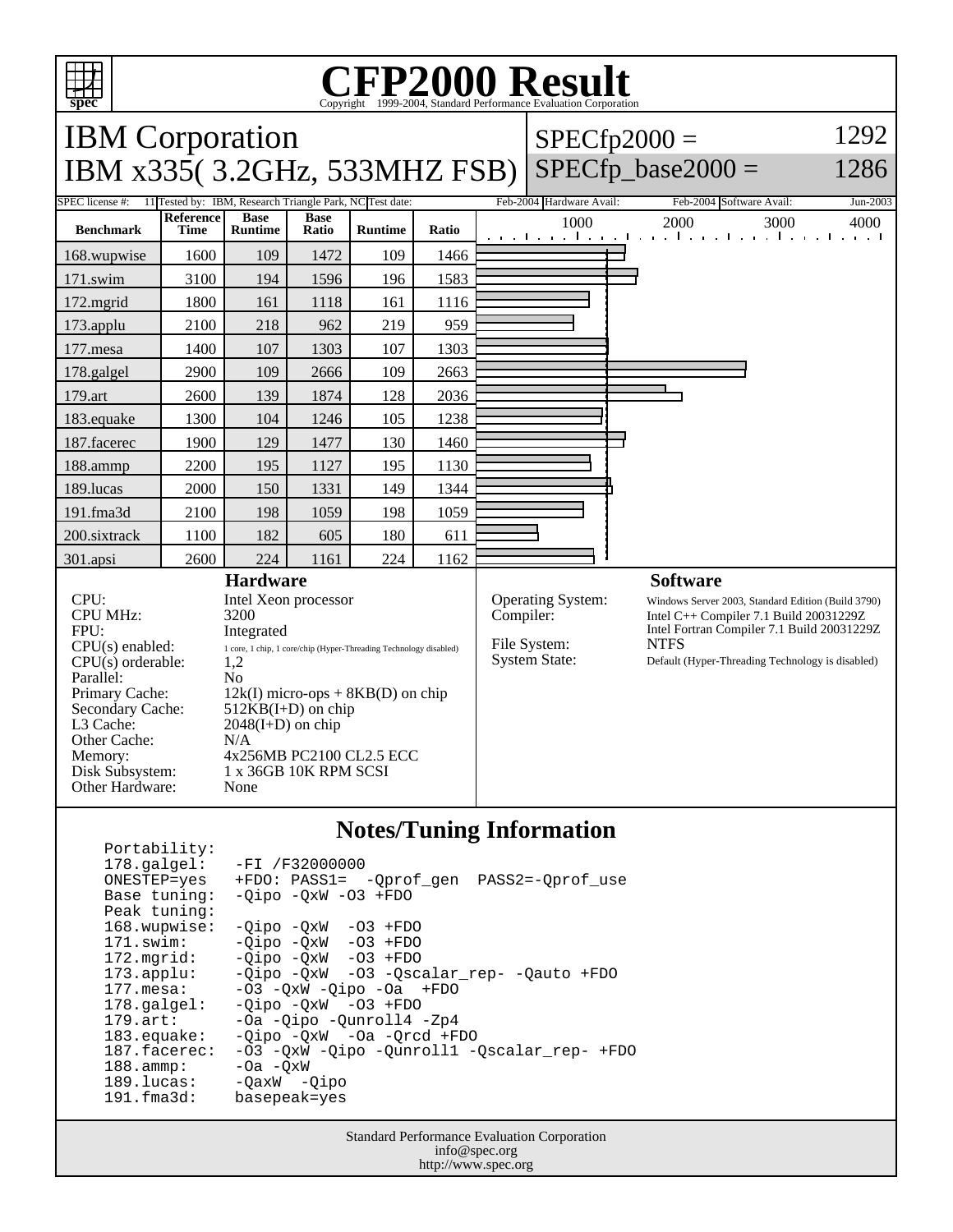# CFP2000 Result

Copyright 1999-2004, Standard Performance Evaluation Corporation

## IBM Corporation

## IBM x335( 3.2GHz, 533MHZ FSB)

SPECfp2000 = 1292

SPECfp_base2000 = 1286

SPEC license #: 11 | Tested by: IBM, Research Triangle Park, NC | Test date: Feb-2004 | Hardware Avail: Feb-2004 | Software Avail: Jun-2003

| Benchmark | Reference Time | Base Runtime | Base Ratio | Runtime | Ratio |
|---|---|---|---|---|---|
| 168.wupwise | 1600 | 109 | 1472 | 109 | 1466 |
| 171.swim | 3100 | 194 | 1596 | 196 | 1583 |
| 172.mgrid | 1800 | 161 | 1118 | 161 | 1116 |
| 173.applu | 2100 | 218 | 962 | 219 | 959 |
| 177.mesa | 1400 | 107 | 1303 | 107 | 1303 |
| 178.galgel | 2900 | 109 | 2666 | 109 | 2663 |
| 179.art | 2600 | 139 | 1874 | 128 | 2036 |
| 183.equake | 1300 | 104 | 1246 | 105 | 1238 |
| 187.facerec | 1900 | 129 | 1477 | 130 | 1460 |
| 188.ammp | 2200 | 195 | 1127 | 195 | 1130 |
| 189.lucas | 2000 | 150 | 1331 | 149 | 1344 |
| 191.fma3d | 2100 | 198 | 1059 | 198 | 1059 |
| 200.sixtrack | 1100 | 182 | 605 | 180 | 611 |
| 301.apsi | 2600 | 224 | 1161 | 224 | 1162 |

### Hardware

| | |
|---|---|
| CPU: | Intel Xeon processor |
| CPU MHz: | 3200 |
| FPU: | Integrated |
| CPU(s) enabled: | 1 core, 1 chip, 1 core/chip (Hyper-Threading Technology disabled) |
| CPU(s) orderable: | 1,2 |
| Parallel: | No |
| Primary Cache: | 12k(I) micro-ops + 8KB(D) on chip |
| Secondary Cache: | 512KB(I+D) on chip |
| L3 Cache: | 2048(I+D) on chip |
| Other Cache: | N/A |
| Memory: | 4x256MB PC2100 CL2.5 ECC |
| Disk Subsystem: | 1 x 36GB 10K RPM SCSI |
| Other Hardware: | None |

### Software

| | |
|---|---|
| Operating System: | Windows Server 2003, Standard Edition (Build 3790) |
| Compiler: | Intel C++ Compiler 7.1 Build 20031229Z<br>Intel Fortran Compiler 7.1 Build 20031229Z |
| File System: | NTFS |
| System State: | Default (Hyper-Threading Technology is disabled) |

### Notes/Tuning Information

```
Portability:
178.galgel:    -FI /F32000000
ONESTEP=yes    +FDO: PASS1=  -Qprof_gen  PASS2=-Qprof_use
Base tuning:   -Qipo -QxW -O3 +FDO
Peak tuning:
168.wupwise:   -Qipo -QxW  -O3 +FDO
171.swim:      -Qipo -QxW  -O3 +FDO
172.mgrid:     -Qipo -QxW  -O3 +FDO
173.applu:     -Qipo -QxW  -O3 -Qscalar_rep- -Qauto +FDO
177.mesa:      -O3 -QxW -Qipo -Oa  +FDO
178.galgel:    -Qipo -QxW  -O3 +FDO
179.art:       -Oa -Qipo -Qunroll4 -Zp4
183.equake:    -Qipo -QxW  -Oa -Qrcd +FDO
187.facerec:   -O3 -QxW -Qipo -Qunroll1 -Qscalar_rep- +FDO
188.ammp:      -Oa -QxW
189.lucas:     -QaxW  -Qipo
191.fma3d:     basepeak=yes
```

Standard Performance Evaluation Corporation
info@spec.org
http://www.spec.org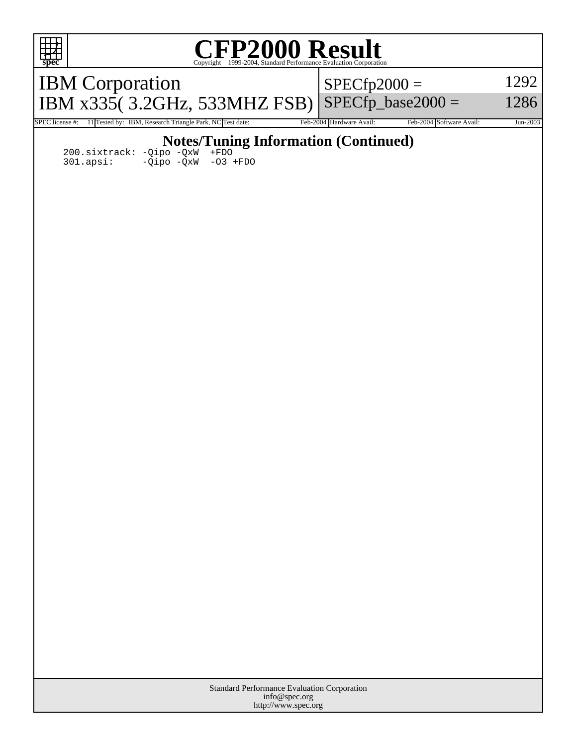# CFP2000 Result

Copyright 1999-2004, Standard Performance Evaluation Corporation

IBM Corporation
IBM x335( 3.2GHz, 533MHZ FSB)

SPECfp2000 = 1292
SPECfp_base2000 = 1286

SPEC license #: 11 Tested by: IBM, Research Triangle Park, NC Test date: Feb-2004 Hardware Avail: Feb-2004 Software Avail: Jun-2003

## Notes/Tuning Information (Continued)

```
200.sixtrack: -Qipo -QxW  +FDO
301.apsi:     -Qipo -QxW  -O3 +FDO
```

Standard Performance Evaluation Corporation
info@spec.org
http://www.spec.org